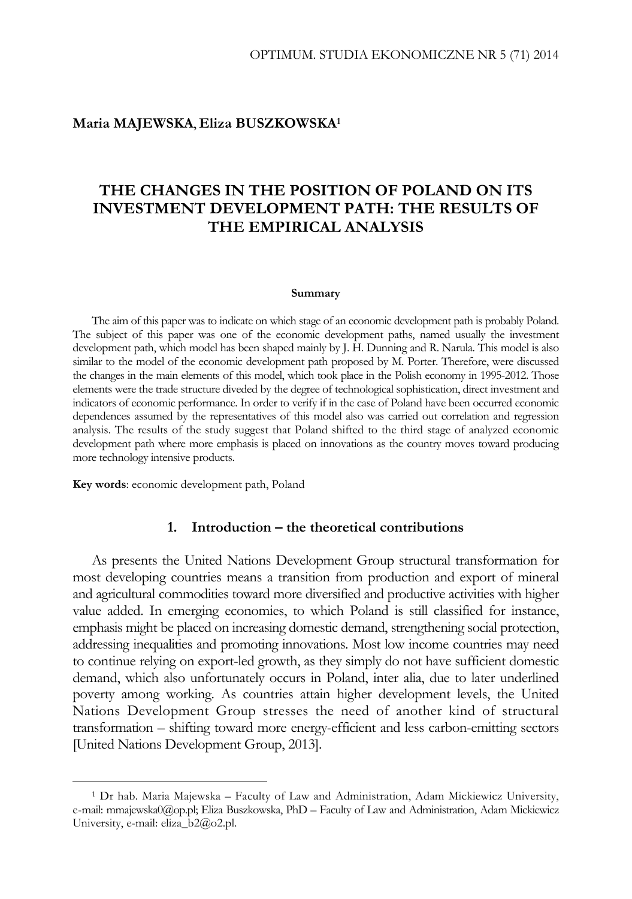Maria MAJEWSKA, Eliza BUSZKOWSKA[1]

# THE CHANGES IN THE POSITION OF POLAND ON ITS INVESTMENT DEVELOPMENT PATH: THE RESULTS OF THE EMPIRICAL ANALYSIS

**Summary**

The aim of this paper was to indicate on which stage of an economic development path is probably Poland. The subject of this paper was one of the economic development paths, named usually the investment development path, which model has been shaped mainly by J. H. Dunning and R. Narula. This model is also similar to the model of the economic development path proposed by M. Porter. Therefore, were discussed the changes in the main elements of this model, which took place in the Polish economy in 1995-2012. Those elements were the trade structure diveded by the degree of technological sophistication, direct investment and indicators of economic performance. In order to verify if in the case of Poland have been occurred economic dependences assumed by the representatives of this model also was carried out correlation and regression analysis. The results of the study suggest that Poland shifted to the third stage of analyzed economic development path where more emphasis is placed on innovations as the country moves toward producing more technology intensive products.

**Key words**: economic development path, Poland

## 1. Introduction – the theoretical contributions

As presents the United Nations Development Group structural transformation for most developing countries means a transition from production and export of mineral and agricultural commodities toward more diversified and productive activities with higher value added. In emerging economies, to which Poland is still classified for instance, emphasis might be placed on increasing domestic demand, strengthening social protection, addressing inequalities and promoting innovations. Most low income countries may need to continue relying on export-led growth, as they simply do not have sufficient domestic demand, which also unfortunately occurs in Poland, inter alia, due to later underlined poverty among working. As countries attain higher development levels, the United Nations Development Group stresses the need of another kind of structural transformation – shifting toward more energy-efficient and less carbon-emitting sectors [United Nations Development Group, 2013].

---

[1] Dr hab. Maria Majewska – Faculty of Law and Administration, Adam Mickiewicz University, e-mail: mmajewska0@op.pl; Eliza Buszkowska, PhD – Faculty of Law and Administration, Adam Mickiewicz University, e-mail: eliza_b2@o2.pl.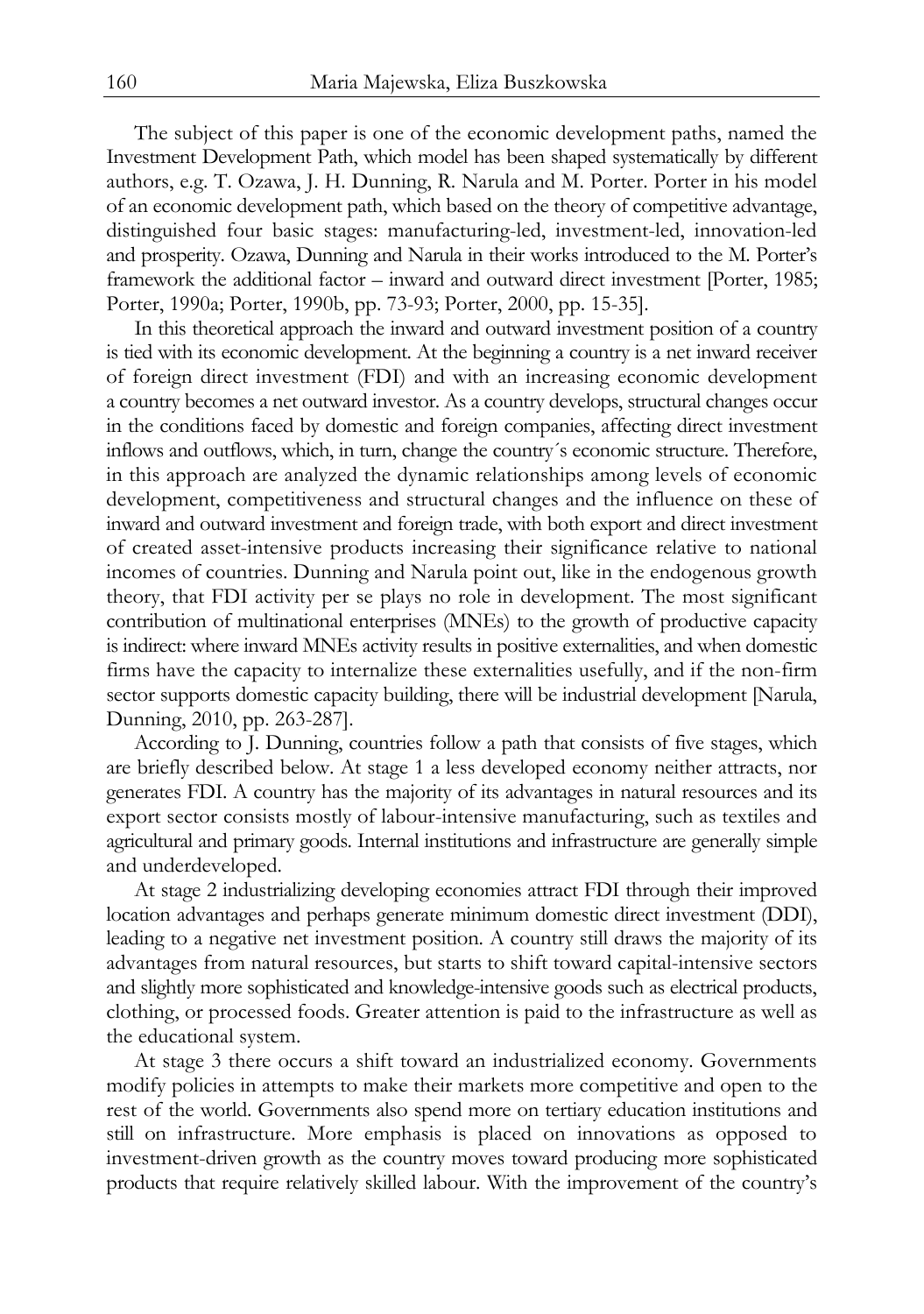The subject of this paper is one of the economic development paths, named the Investment Development Path, which model has been shaped systematically by different authors, e.g. T. Ozawa, J. H. Dunning, R. Narula and M. Porter. Porter in his model of an economic development path, which based on the theory of competitive advantage, distinguished four basic stages: manufacturing-led, investment-led, innovation-led and prosperity. Ozawa, Dunning and Narula in their works introduced to the M. Porter's framework the additional factor – inward and outward direct investment [Porter, 1985; Porter, 1990a; Porter, 1990b, pp. 73-93; Porter, 2000, pp. 15-35].

In this theoretical approach the inward and outward investment position of a country is tied with its economic development. At the beginning a country is a net inward receiver of foreign direct investment (FDI) and with an increasing economic development a country becomes a net outward investor. As a country develops, structural changes occur in the conditions faced by domestic and foreign companies, affecting direct investment inflows and outflows, which, in turn, change the country´s economic structure. Therefore, in this approach are analyzed the dynamic relationships among levels of economic development, competitiveness and structural changes and the influence on these of inward and outward investment and foreign trade, with both export and direct investment of created asset-intensive products increasing their significance relative to national incomes of countries. Dunning and Narula point out, like in the endogenous growth theory, that FDI activity per se plays no role in development. The most significant contribution of multinational enterprises (MNEs) to the growth of productive capacity is indirect: where inward MNEs activity results in positive externalities, and when domestic firms have the capacity to internalize these externalities usefully, and if the non-firm sector supports domestic capacity building, there will be industrial development [Narula, Dunning, 2010, pp. 263-287].

According to J. Dunning, countries follow a path that consists of five stages, which are briefly described below. At stage 1 a less developed economy neither attracts, nor generates FDI. A country has the majority of its advantages in natural resources and its export sector consists mostly of labour-intensive manufacturing, such as textiles and agricultural and primary goods. Internal institutions and infrastructure are generally simple and underdeveloped.

At stage 2 industrializing developing economies attract FDI through their improved location advantages and perhaps generate minimum domestic direct investment (DDI), leading to a negative net investment position. A country still draws the majority of its advantages from natural resources, but starts to shift toward capital-intensive sectors and slightly more sophisticated and knowledge-intensive goods such as electrical products, clothing, or processed foods. Greater attention is paid to the infrastructure as well as the educational system.

At stage 3 there occurs a shift toward an industrialized economy. Governments modify policies in attempts to make their markets more competitive and open to the rest of the world. Governments also spend more on tertiary education institutions and still on infrastructure. More emphasis is placed on innovations as opposed to investment-driven growth as the country moves toward producing more sophisticated products that require relatively skilled labour. With the improvement of the country's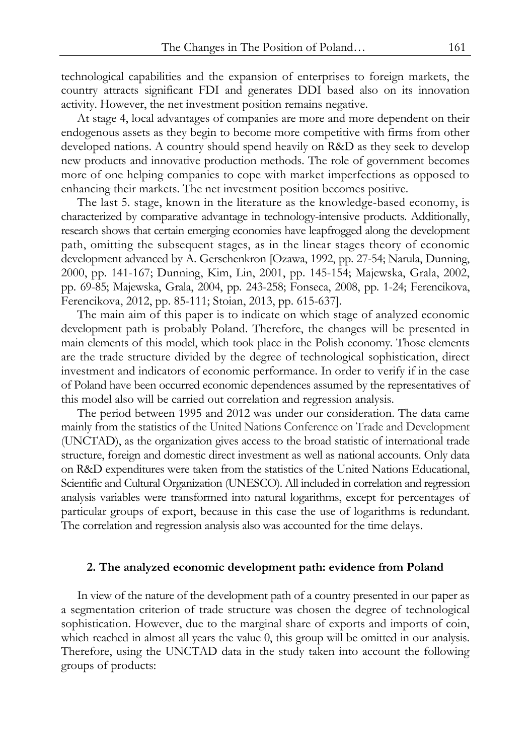technological capabilities and the expansion of enterprises to foreign markets, the country attracts significant FDI and generates DDI based also on its innovation activity. However, the net investment position remains negative.

At stage 4, local advantages of companies are more and more dependent on their endogenous assets as they begin to become more competitive with firms from other developed nations. A country should spend heavily on R&D as they seek to develop new products and innovative production methods. The role of government becomes more of one helping companies to cope with market imperfections as opposed to enhancing their markets. The net investment position becomes positive.

The last 5. stage, known in the literature as the knowledge-based economy, is characterized by comparative advantage in technology-intensive products. Additionally, research shows that certain emerging economies have leapfrogged along the development path, omitting the subsequent stages, as in the linear stages theory of economic development advanced by A. Gerschenkron [Ozawa, 1992, pp. 27-54; Narula, Dunning, 2000, pp. 141-167; Dunning, Kim, Lin, 2001, pp. 145-154; Majewska, Grala, 2002, pp. 69-85; Majewska, Grala, 2004, pp. 243-258; Fonseca, 2008, pp. 1-24; Ferencikova, Ferencikova, 2012, pp. 85-111; Stoian, 2013, pp. 615-637].

The main aim of this paper is to indicate on which stage of analyzed economic development path is probably Poland. Therefore, the changes will be presented in main elements of this model, which took place in the Polish economy. Those elements are the trade structure divided by the degree of technological sophistication, direct investment and indicators of economic performance. In order to verify if in the case of Poland have been occurred economic dependences assumed by the representatives of this model also will be carried out correlation and regression analysis.

The period between 1995 and 2012 was under our consideration. The data came mainly from the statistics of the United Nations Conference on Trade and Development (UNCTAD), as the organization gives access to the broad statistic of international trade structure, foreign and domestic direct investment as well as national accounts. Only data on R&D expenditures were taken from the statistics of the United Nations Educational, Scientific and Cultural Organization (UNESCO). All included in correlation and regression analysis variables were transformed into natural logarithms, except for percentages of particular groups of export, because in this case the use of logarithms is redundant. The correlation and regression analysis also was accounted for the time delays.

## 2. The analyzed economic development path: evidence from Poland

In view of the nature of the development path of a country presented in our paper as a segmentation criterion of trade structure was chosen the degree of technological sophistication. However, due to the marginal share of exports and imports of coin, which reached in almost all years the value 0, this group will be omitted in our analysis. Therefore, using the UNCTAD data in the study taken into account the following groups of products: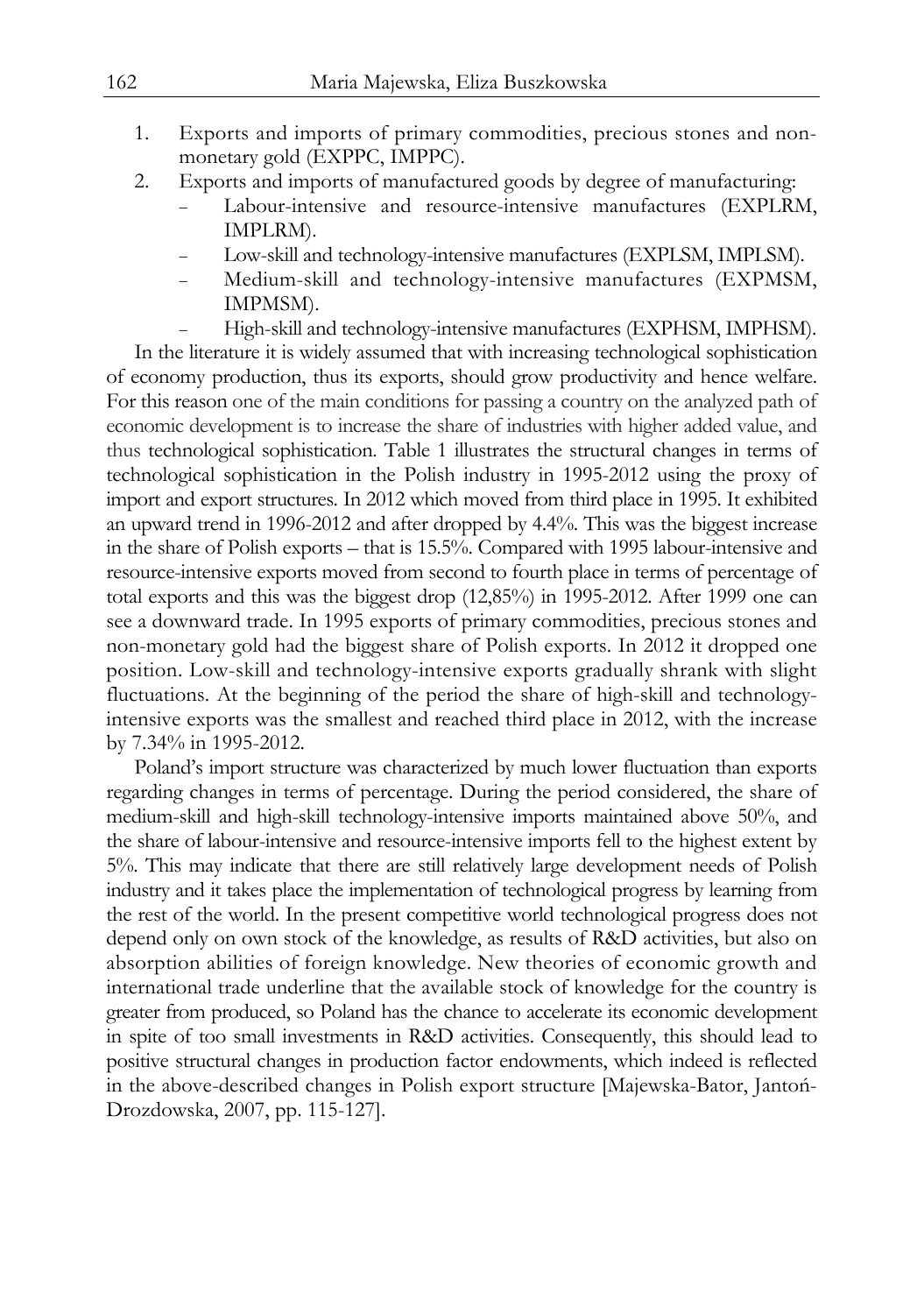1. Exports and imports of primary commodities, precious stones and non-monetary gold (EXPPC, IMPPC).
2. Exports and imports of manufactured goods by degree of manufacturing:
   - Labour-intensive and resource-intensive manufactures (EXPLRM, IMPLRM).
   - Low-skill and technology-intensive manufactures (EXPLSM, IMPLSM).
   - Medium-skill and technology-intensive manufactures (EXPMSM, IMPMSM).
   - High-skill and technology-intensive manufactures (EXPHSM, IMPHSM).

In the literature it is widely assumed that with increasing technological sophistication of economy production, thus its exports, should grow productivity and hence welfare. For this reason one of the main conditions for passing a country on the analyzed path of economic development is to increase the share of industries with higher added value, and thus technological sophistication. Table 1 illustrates the structural changes in terms of technological sophistication in the Polish industry in 1995-2012 using the proxy of import and export structures. In 2012 which moved from third place in 1995. It exhibited an upward trend in 1996-2012 and after dropped by 4.4%. This was the biggest increase in the share of Polish exports – that is 15.5%. Compared with 1995 labour-intensive and resource-intensive exports moved from second to fourth place in terms of percentage of total exports and this was the biggest drop (12,85%) in 1995-2012. After 1999 one can see a downward trade. In 1995 exports of primary commodities, precious stones and non-monetary gold had the biggest share of Polish exports. In 2012 it dropped one position. Low-skill and technology-intensive exports gradually shrank with slight fluctuations. At the beginning of the period the share of high-skill and technology-intensive exports was the smallest and reached third place in 2012, with the increase by 7.34% in 1995-2012.

Poland's import structure was characterized by much lower fluctuation than exports regarding changes in terms of percentage. During the period considered, the share of medium-skill and high-skill technology-intensive imports maintained above 50%, and the share of labour-intensive and resource-intensive imports fell to the highest extent by 5%. This may indicate that there are still relatively large development needs of Polish industry and it takes place the implementation of technological progress by learning from the rest of the world. In the present competitive world technological progress does not depend only on own stock of the knowledge, as results of R&D activities, but also on absorption abilities of foreign knowledge. New theories of economic growth and international trade underline that the available stock of knowledge for the country is greater from produced, so Poland has the chance to accelerate its economic development in spite of too small investments in R&D activities. Consequently, this should lead to positive structural changes in production factor endowments, which indeed is reflected in the above-described changes in Polish export structure [Majewska-Bator, Jantoń-Drozdowska, 2007, pp. 115-127].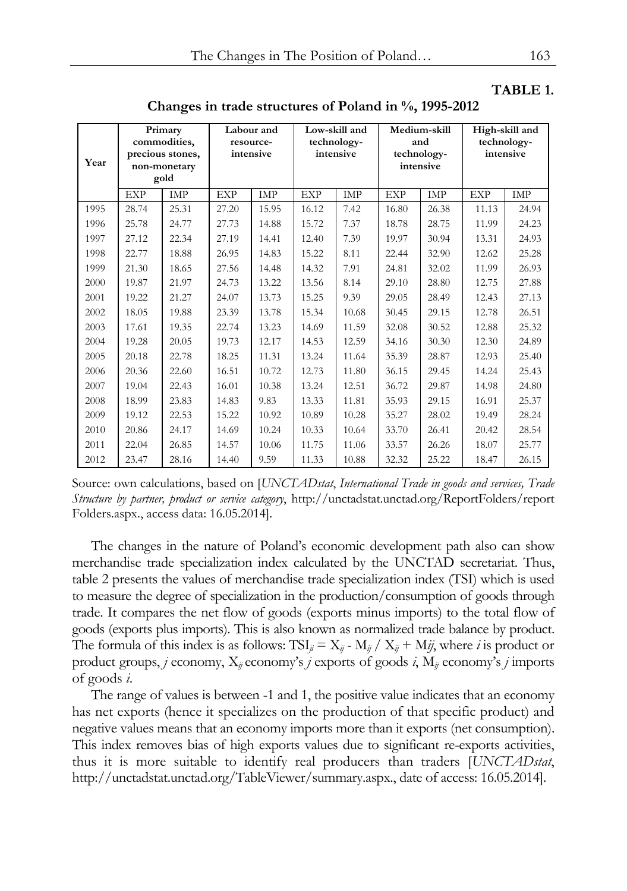**TABLE 1.**

**Changes in trade structures of Poland in %, 1995-2012**

| Year | Primary commodities, precious stones, non-monetary gold | | Labour and resource-intensive | | Low-skill and technology-intensive | | Medium-skill and technology-intensive | | High-skill and technology-intensive | |
|---|---|---|---|---|---|---|---|---|---|---|
| | EXP | IMP | EXP | IMP | EXP | IMP | EXP | IMP | EXP | IMP |
| 1995 | 28.74 | 25.31 | 27.20 | 15.95 | 16.12 | 7.42 | 16.80 | 26.38 | 11.13 | 24.94 |
| 1996 | 25.78 | 24.77 | 27.73 | 14.88 | 15.72 | 7.37 | 18.78 | 28.75 | 11.99 | 24.23 |
| 1997 | 27.12 | 22.34 | 27.19 | 14.41 | 12.40 | 7.39 | 19.97 | 30.94 | 13.31 | 24.93 |
| 1998 | 22.77 | 18.88 | 26.95 | 14.83 | 15.22 | 8.11 | 22.44 | 32.90 | 12.62 | 25.28 |
| 1999 | 21.30 | 18.65 | 27.56 | 14.48 | 14.32 | 7.91 | 24.81 | 32.02 | 11.99 | 26.93 |
| 2000 | 19.87 | 21.97 | 24.73 | 13.22 | 13.56 | 8.14 | 29.10 | 28.80 | 12.75 | 27.88 |
| 2001 | 19.22 | 21.27 | 24.07 | 13.73 | 15.25 | 9.39 | 29.05 | 28.49 | 12.43 | 27.13 |
| 2002 | 18.05 | 19.88 | 23.39 | 13.78 | 15.34 | 10.68 | 30.45 | 29.15 | 12.78 | 26.51 |
| 2003 | 17.61 | 19.35 | 22.74 | 13.23 | 14.69 | 11.59 | 32.08 | 30.52 | 12.88 | 25.32 |
| 2004 | 19.28 | 20.05 | 19.73 | 12.17 | 14.53 | 12.59 | 34.16 | 30.30 | 12.30 | 24.89 |
| 2005 | 20.18 | 22.78 | 18.25 | 11.31 | 13.24 | 11.64 | 35.39 | 28.87 | 12.93 | 25.40 |
| 2006 | 20.36 | 22.60 | 16.51 | 10.72 | 12.73 | 11.80 | 36.15 | 29.45 | 14.24 | 25.43 |
| 2007 | 19.04 | 22.43 | 16.01 | 10.38 | 13.24 | 12.51 | 36.72 | 29.87 | 14.98 | 24.80 |
| 2008 | 18.99 | 23.83 | 14.83 | 9.83 | 13.33 | 11.81 | 35.93 | 29.15 | 16.91 | 25.37 |
| 2009 | 19.12 | 22.53 | 15.22 | 10.92 | 10.89 | 10.28 | 35.27 | 28.02 | 19.49 | 28.24 |
| 2010 | 20.86 | 24.17 | 14.69 | 10.24 | 10.33 | 10.64 | 33.70 | 26.41 | 20.42 | 28.54 |
| 2011 | 22.04 | 26.85 | 14.57 | 10.06 | 11.75 | 11.06 | 33.57 | 26.26 | 18.07 | 25.77 |
| 2012 | 23.47 | 28.16 | 14.40 | 9.59 | 11.33 | 10.88 | 32.32 | 25.22 | 18.47 | 26.15 |

Source: own calculations, based on [*UNCTADstat*, *International Trade in goods and services, Trade Structure by partner, product or service category*, http://unctadstat.unctad.org/ReportFolders/reportFolders.aspx., access data: 16.05.2014].

The changes in the nature of Poland's economic development path also can show merchandise trade specialization index calculated by the UNCTAD secretariat. Thus, table 2 presents the values of merchandise trade specialization index (TSI) which is used to measure the degree of specialization in the production/consumption of goods through trade. It compares the net flow of goods (exports minus imports) to the total flow of goods (exports plus imports). This is also known as normalized trade balance by product. The formula of this index is as follows: $TSI_{ji} = X_{ij} - M_{ij} / X_{ij} + M_{ij}$, where *i* is product or product groups, *j* economy, $X_{ij}$ economy's *j* exports of goods *i*, $M_{ij}$ economy's *j* imports of goods *i*.

The range of values is between -1 and 1, the positive value indicates that an economy has net exports (hence it specializes on the production of that specific product) and negative values means that an economy imports more than it exports (net consumption). This index removes bias of high exports values due to significant re-exports activities, thus it is more suitable to identify real producers than traders [*UNCTADstat*, http://unctadstat.unctad.org/TableViewer/summary.aspx., date of access: 16.05.2014].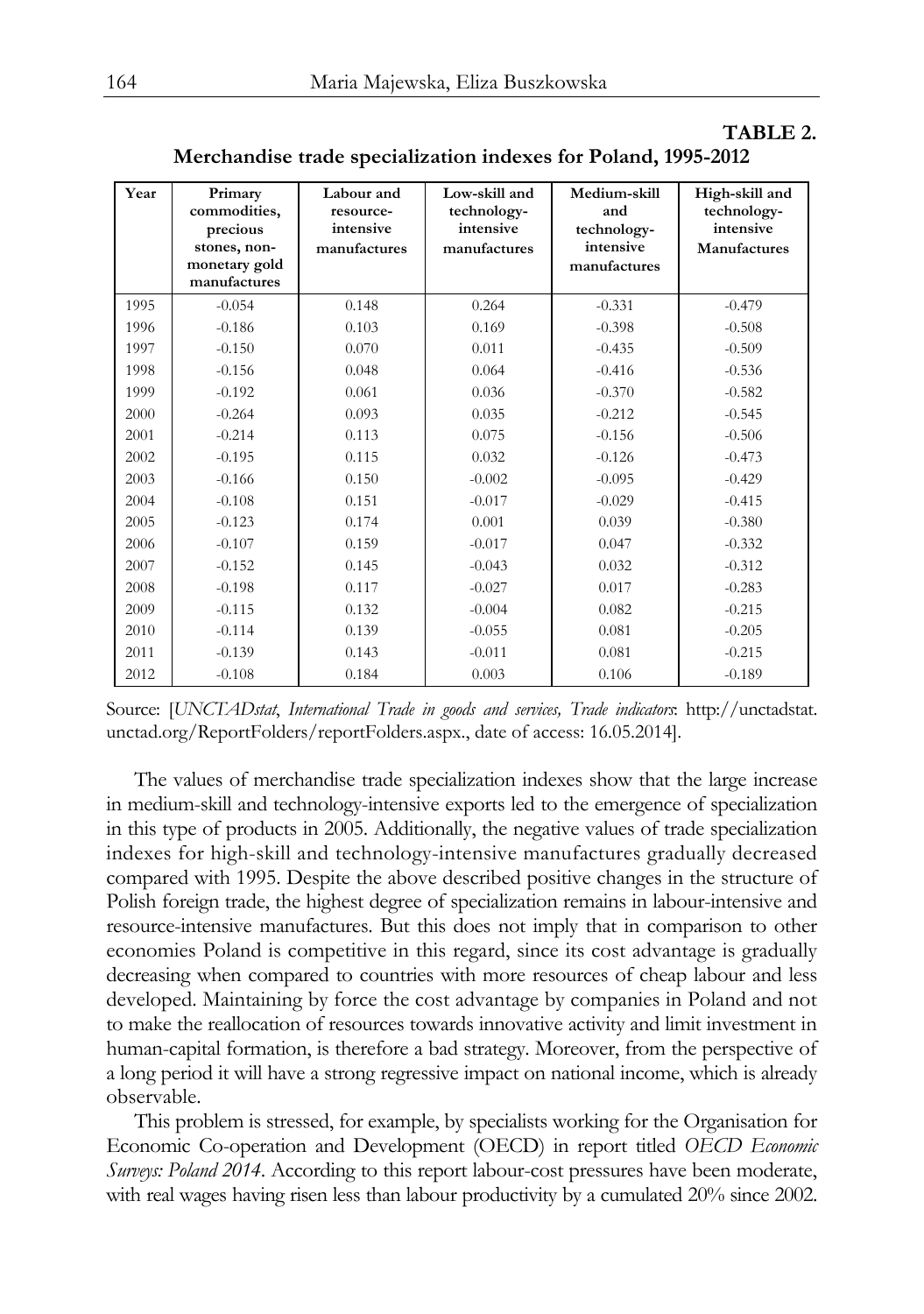**TABLE 2.**

**Merchandise trade specialization indexes for Poland, 1995-2012**

| Year | Primary commodities, precious stones, non-monetary gold manufactures | Labour and resource-intensive manufactures | Low-skill and technology-intensive manufactures | Medium-skill and technology-intensive manufactures | High-skill and technology-intensive Manufactures |
|---|---|---|---|---|---|
| 1995 | -0.054 | 0.148 | 0.264 | -0.331 | -0.479 |
| 1996 | -0.186 | 0.103 | 0.169 | -0.398 | -0.508 |
| 1997 | -0.150 | 0.070 | 0.011 | -0.435 | -0.509 |
| 1998 | -0.156 | 0.048 | 0.064 | -0.416 | -0.536 |
| 1999 | -0.192 | 0.061 | 0.036 | -0.370 | -0.582 |
| 2000 | -0.264 | 0.093 | 0.035 | -0.212 | -0.545 |
| 2001 | -0.214 | 0.113 | 0.075 | -0.156 | -0.506 |
| 2002 | -0.195 | 0.115 | 0.032 | -0.126 | -0.473 |
| 2003 | -0.166 | 0.150 | -0.002 | -0.095 | -0.429 |
| 2004 | -0.108 | 0.151 | -0.017 | -0.029 | -0.415 |
| 2005 | -0.123 | 0.174 | 0.001 | 0.039 | -0.380 |
| 2006 | -0.107 | 0.159 | -0.017 | 0.047 | -0.332 |
| 2007 | -0.152 | 0.145 | -0.043 | 0.032 | -0.312 |
| 2008 | -0.198 | 0.117 | -0.027 | 0.017 | -0.283 |
| 2009 | -0.115 | 0.132 | -0.004 | 0.082 | -0.215 |
| 2010 | -0.114 | 0.139 | -0.055 | 0.081 | -0.205 |
| 2011 | -0.139 | 0.143 | -0.011 | 0.081 | -0.215 |
| 2012 | -0.108 | 0.184 | 0.003 | 0.106 | -0.189 |

Source: [*UNCTADstat, International Trade in goods and services, Trade indicators*: http://unctadstat.unctad.org/ReportFolders/reportFolders.aspx., date of access: 16.05.2014].

The values of merchandise trade specialization indexes show that the large increase in medium-skill and technology-intensive exports led to the emergence of specialization in this type of products in 2005. Additionally, the negative values of trade specialization indexes for high-skill and technology-intensive manufactures gradually decreased compared with 1995. Despite the above described positive changes in the structure of Polish foreign trade, the highest degree of specialization remains in labour-intensive and resource-intensive manufactures. But this does not imply that in comparison to other economies Poland is competitive in this regard, since its cost advantage is gradually decreasing when compared to countries with more resources of cheap labour and less developed. Maintaining by force the cost advantage by companies in Poland and not to make the reallocation of resources towards innovative activity and limit investment in human-capital formation, is therefore a bad strategy. Moreover, from the perspective of a long period it will have a strong regressive impact on national income, which is already observable.

This problem is stressed, for example, by specialists working for the Organisation for Economic Co-operation and Development (OECD) in report titled *OECD Economic Surveys: Poland 2014*. According to this report labour-cost pressures have been moderate, with real wages having risen less than labour productivity by a cumulated 20% since 2002.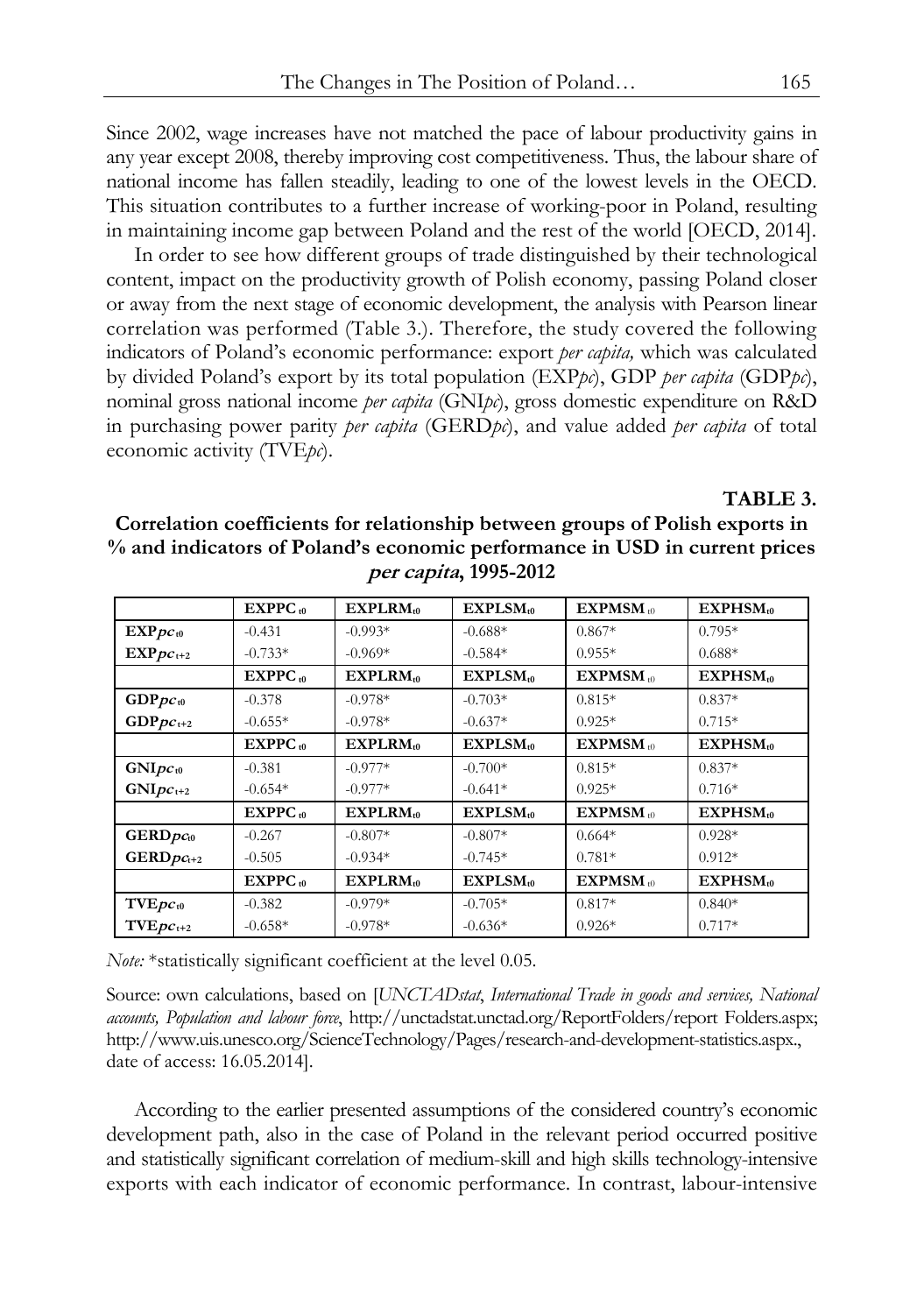Since 2002, wage increases have not matched the pace of labour productivity gains in any year except 2008, thereby improving cost competitiveness. Thus, the labour share of national income has fallen steadily, leading to one of the lowest levels in the OECD. This situation contributes to a further increase of working-poor in Poland, resulting in maintaining income gap between Poland and the rest of the world [OECD, 2014].

In order to see how different groups of trade distinguished by their technological content, impact on the productivity growth of Polish economy, passing Poland closer or away from the next stage of economic development, the analysis with Pearson linear correlation was performed (Table 3.). Therefore, the study covered the following indicators of Poland's economic performance: export *per capita,* which was calculated by divided Poland's export by its total population (EXP*pc*), GDP *per capita* (GDP*pc*), nominal gross national income *per capita* (GNI*pc*), gross domestic expenditure on R&D in purchasing power parity *per capita* (GERD*pc*), and value added *per capita* of total economic activity (TVE*pc*).

**TABLE 3.**

**Correlation coefficients for relationship between groups of Polish exports in % and indicators of Poland's economic performance in USD in current prices *per capita*, 1995-2012**

| | $EXPPC_{t0}$ | $EXPLRM_{t0}$ | $EXPLSM_{t0}$ | $EXPMSM_{t0}$ | $EXPHSM_{t0}$ |
|---|---|---|---|---|---|
| $EXPpc_{t0}$ | -0.431 | -0.993* | -0.688* | 0.867* | 0.795* |
| $EXPpc_{t+2}$ | -0.733* | -0.969* | -0.584* | 0.955* | 0.688* |
| | $EXPPC_{t0}$ | $EXPLRM_{t0}$ | $EXPLSM_{t0}$ | $EXPMSM_{t0}$ | $EXPHSM_{t0}$ |
| $GDPpc_{t0}$ | -0.378 | -0.978* | -0.703* | 0.815* | 0.837* |
| $GDPpc_{t+2}$ | -0.655* | -0.978* | -0.637* | 0.925* | 0.715* |
| | $EXPPC_{t0}$ | $EXPLRM_{t0}$ | $EXPLSM_{t0}$ | $EXPMSM_{t0}$ | $EXPHSM_{t0}$ |
| $GNIpc_{t0}$ | -0.381 | -0.977* | -0.700* | 0.815* | 0.837* |
| $GNIpc_{t+2}$ | -0.654* | -0.977* | -0.641* | 0.925* | 0.716* |
| | $EXPPC_{t0}$ | $EXPLRM_{t0}$ | $EXPLSM_{t0}$ | $EXPMSM_{t0}$ | $EXPHSM_{t0}$ |
| $GERDpc_{t0}$ | -0.267 | -0.807* | -0.807* | 0.664* | 0.928* |
| $GERDpc_{t+2}$ | -0.505 | -0.934* | -0.745* | 0.781* | 0.912* |
| | $EXPPC_{t0}$ | $EXPLRM_{t0}$ | $EXPLSM_{t0}$ | $EXPMSM_{t0}$ | $EXPHSM_{t0}$ |
| $TVEpc_{t0}$ | -0.382 | -0.979* | -0.705* | 0.817* | 0.840* |
| $TVEpc_{t+2}$ | -0.658* | -0.978* | -0.636* | 0.926* | 0.717* |

*Note:* *statistically significant coefficient at the level 0.05.

Source: own calculations, based on [*UNCTADstat*, *International Trade in goods and services, National accounts, Population and labour force*, http://unctadstat.unctad.org/ReportFolders/report Folders.aspx; http://www.uis.unesco.org/ScienceTechnology/Pages/research-and-development-statistics.aspx., date of access: 16.05.2014].

According to the earlier presented assumptions of the considered country's economic development path, also in the case of Poland in the relevant period occurred positive and statistically significant correlation of medium-skill and high skills technology-intensive exports with each indicator of economic performance. In contrast, labour-intensive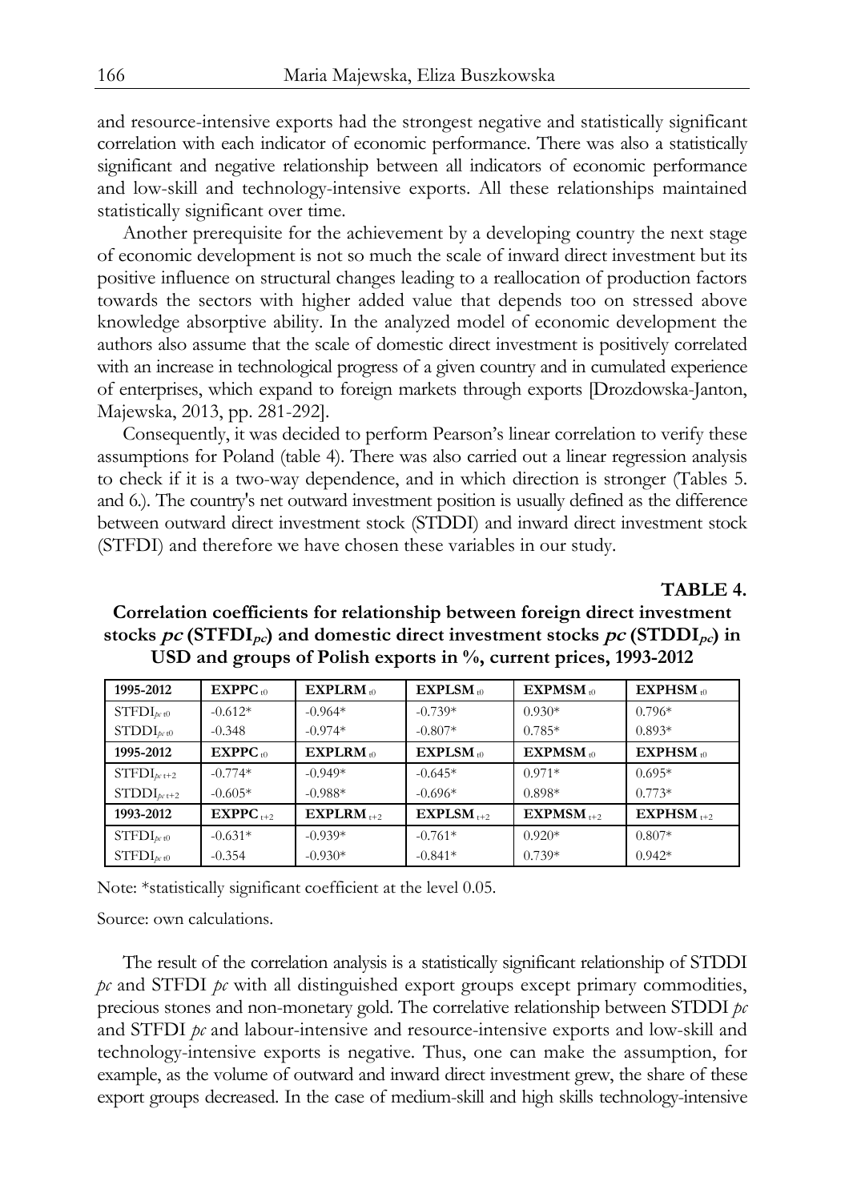and resource-intensive exports had the strongest negative and statistically significant correlation with each indicator of economic performance. There was also a statistically significant and negative relationship between all indicators of economic performance and low-skill and technology-intensive exports. All these relationships maintained statistically significant over time.

Another prerequisite for the achievement by a developing country the next stage of economic development is not so much the scale of inward direct investment but its positive influence on structural changes leading to a reallocation of production factors towards the sectors with higher added value that depends too on stressed above knowledge absorptive ability. In the analyzed model of economic development the authors also assume that the scale of domestic direct investment is positively correlated with an increase in technological progress of a given country and in cumulated experience of enterprises, which expand to foreign markets through exports [Drozdowska-Janton, Majewska, 2013, pp. 281-292].

Consequently, it was decided to perform Pearson's linear correlation to verify these assumptions for Poland (table 4). There was also carried out a linear regression analysis to check if it is a two-way dependence, and in which direction is stronger (Tables 5. and 6.). The country's net outward investment position is usually defined as the difference between outward direct investment stock (STDDI) and inward direct investment stock (STFDI) and therefore we have chosen these variables in our study.

**TABLE 4.**

**Correlation coefficients for relationship between foreign direct investment stocks *pc* ($STFDI_{pc}$) and domestic direct investment stocks *pc* ($STDDI_{pc}$) in USD and groups of Polish exports in %, current prices, 1993-2012**

| 1995-2012 | $EXPPC_{t0}$ | $EXPLRM_{t0}$ | $EXPLSM_{t0}$ | $EXPMSM_{t0}$ | $EXPHSM_{t0}$ |
|---|---|---|---|---|---|
| $STFDI_{pc\ t0}$ | -0.612* | -0.964* | -0.739* | 0.930* | 0.796* |
| $STDDI_{pc\ t0}$ | -0.348 | -0.974* | -0.807* | 0.785* | 0.893* |
| **1995-2012** | $EXPPC_{t0}$ | $EXPLRM_{t0}$ | $EXPLSM_{t0}$ | $EXPMSM_{t0}$ | $EXPHSM_{t0}$ |
| $STFDI_{pc\ t+2}$ | -0.774* | -0.949* | -0.645* | 0.971* | 0.695* |
| $STDDI_{pc\ t+2}$ | -0.605* | -0.988* | -0.696* | 0.898* | 0.773* |
| **1993-2012** | $EXPPC_{t+2}$ | $EXPLRM_{t+2}$ | $EXPLSM_{t+2}$ | $EXPMSM_{t+2}$ | $EXPHSM_{t+2}$ |
| $STFDI_{pc\ t0}$ | -0.631* | -0.939* | -0.761* | 0.920* | 0.807* |
| $STFDI_{pc\ t0}$ | -0.354 | -0.930* | -0.841* | 0.739* | 0.942* |

Note: *statistically significant coefficient at the level 0.05.

Source: own calculations.

The result of the correlation analysis is a statistically significant relationship of STDDI *pc* and STFDI *pc* with all distinguished export groups except primary commodities, precious stones and non-monetary gold. The correlative relationship between STDDI *pc* and STFDI *pc* and labour-intensive and resource-intensive exports and low-skill and technology-intensive exports is negative. Thus, one can make the assumption, for example, as the volume of outward and inward direct investment grew, the share of these export groups decreased. In the case of medium-skill and high skills technology-intensive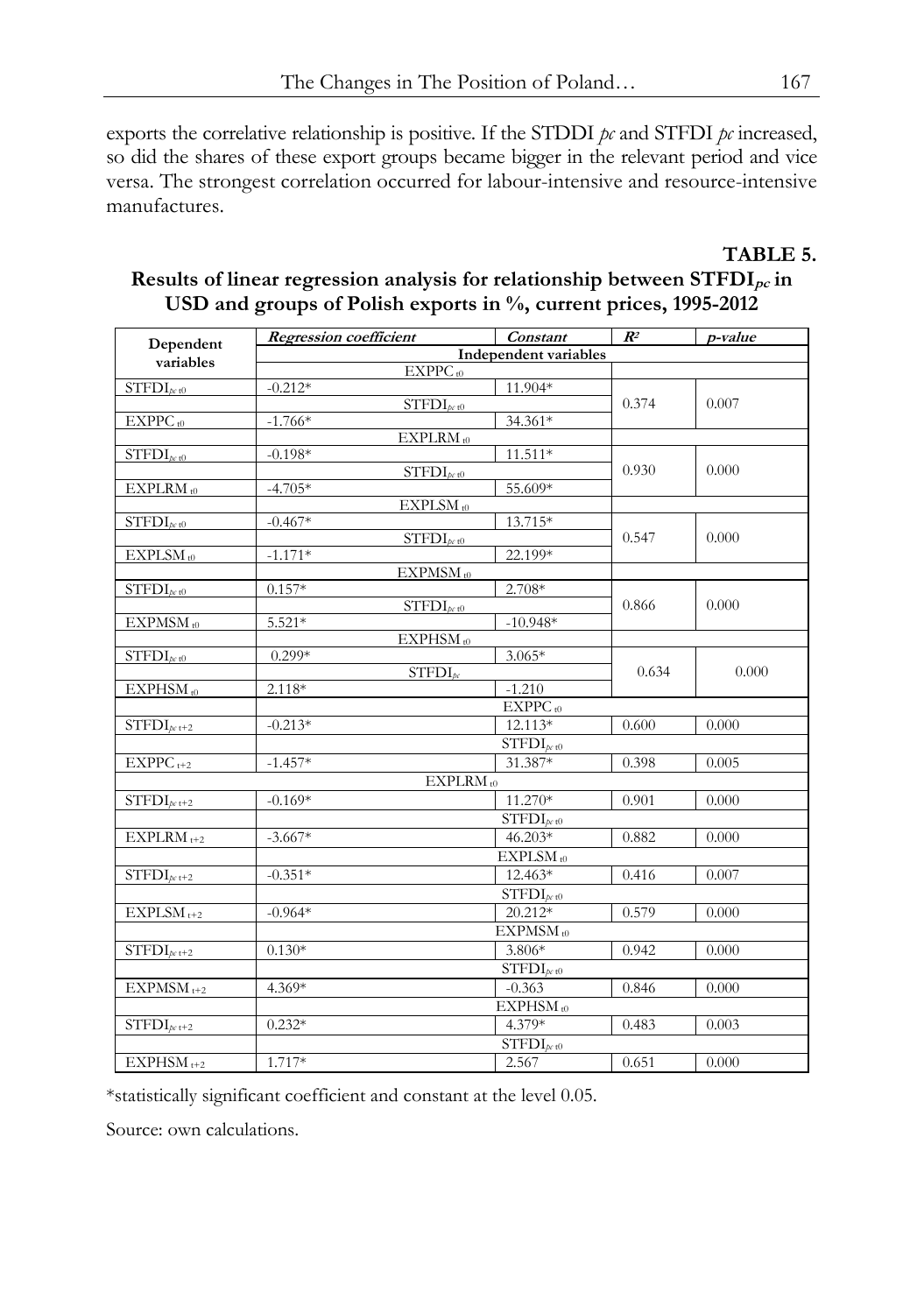exports the correlative relationship is positive. If the STDDI *pc* and STFDI *pc* increased, so did the shares of these export groups became bigger in the relevant period and vice versa. The strongest correlation occurred for labour-intensive and resource-intensive manufactures.

**TABLE 5.**

**Results of linear regression analysis for relationship between $STFDI_{pc}$ in USD and groups of Polish exports in %, current prices, 1995-2012**

| Dependent variables | *Regression coefficient* | *Constant* | $R^2$ | *p-value* |
|---|---|---|---|---|
| | **Independent variables** | | | |
| | $EXPPC_{t0}$ | | | |
| $STFDI_{pc\ t0}$ | -0.212* | 11.904* | 0.374 | 0.007 |
| | $STFDI_{pc\ t0}$ | | | |
| $EXPPC_{t0}$ | -1.766* | 34.361* | | |
| | $EXPLRM_{t0}$ | | | |
| $STFDI_{pc\ t0}$ | -0.198* | 11.511* | 0.930 | 0.000 |
| | $STFDI_{pc\ t0}$ | | | |
| $EXPLRM_{t0}$ | -4.705* | 55.609* | | |
| | $EXPLSM_{t0}$ | | | |
| $STFDI_{pc\ t0}$ | -0.467* | 13.715* | 0.547 | 0.000 |
| | $STFDI_{pc\ t0}$ | | | |
| $EXPLSM_{t0}$ | -1.171* | 22.199* | | |
| | $EXPMSM_{t0}$ | | | |
| $STFDI_{pc\ t0}$ | 0.157* | 2.708* | 0.866 | 0.000 |
| | $STFDI_{pc\ t0}$ | | | |
| $EXPMSM_{t0}$ | 5.521* | -10.948* | | |
| | $EXPHSM_{t0}$ | | | |
| $STFDI_{pc\ t0}$ | 0.299* | 3.065* | 0.634 | 0.000 |
| | $STFDI_{pc}$ | | | |
| $EXPHSM_{t0}$ | 2.118* | -1.210 | | |
| | | $EXPPC_{t0}$ | | |
| $STFDI_{pc\ t+2}$ | -0.213* | 12.113* | 0.600 | 0.000 |
| | | $STFDI_{pc\ t0}$ | | |
| $EXPPC_{t+2}$ | -1.457* | 31.387* | 0.398 | 0.005 |
| | $EXPLRM_{t0}$ | | | |
| $STFDI_{pc\ t+2}$ | -0.169* | 11.270* | 0.901 | 0.000 |
| | | $STFDI_{pc\ t0}$ | | |
| $EXPLRM_{t+2}$ | -3.667* | 46.203* | 0.882 | 0.000 |
| | | $EXPLSM_{t0}$ | | |
| $STFDI_{pc\ t+2}$ | -0.351* | 12.463* | 0.416 | 0.007 |
| | | $STFDI_{pc\ t0}$ | | |
| $EXPLSM_{t+2}$ | -0.964* | 20.212* | 0.579 | 0.000 |
| | | $EXPMSM_{t0}$ | | |
| $STFDI_{pc\ t+2}$ | 0.130* | 3.806* | 0.942 | 0.000 |
| | | $STFDI_{pc\ t0}$ | | |
| $EXPMSM_{t+2}$ | 4.369* | -0.363 | 0.846 | 0.000 |
| | | $EXPHSM_{t0}$ | | |
| $STFDI_{pc\ t+2}$ | 0.232* | 4.379* | 0.483 | 0.003 |
| | | $STFDI_{pc\ t0}$ | | |
| $EXPHSM_{t+2}$ | 1.717* | 2.567 | 0.651 | 0.000 |

*statistically significant coefficient and constant at the level 0.05.

Source: own calculations.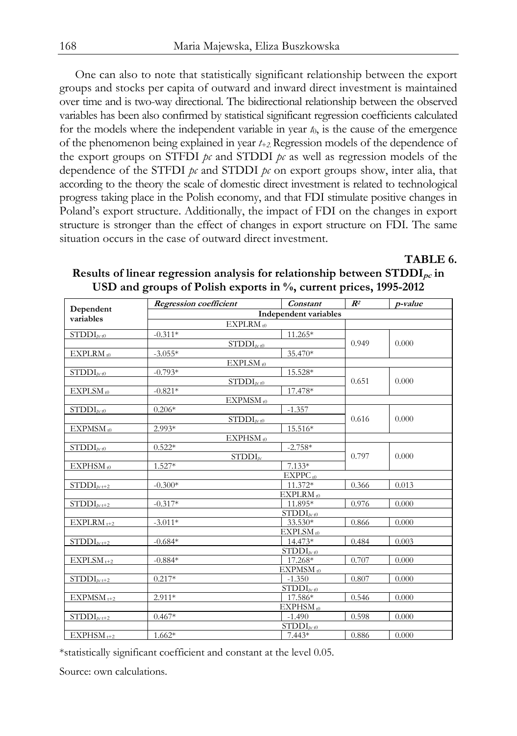One can also to note that statistically significant relationship between the export groups and stocks per capita of outward and inward direct investment is maintained over time and is two-way directional. The bidirectional relationship between the observed variables has been also confirmed by statistical significant regression coefficients calculated for the models where the independent variable in year $t_0$, is the cause of the emergence of the phenomenon being explained in year $t_{+2}$. Regression models of the dependence of the export groups on STFDI *pc* and STDDI *pc* as well as regression models of the dependence of the STFDI *pc* and STDDI *pc* on export groups show, inter alia, that according to the theory the scale of domestic direct investment is related to technological progress taking place in the Polish economy, and that FDI stimulate positive changes in Poland's export structure. Additionally, the impact of FDI on the changes in export structure is stronger than the effect of changes in export structure on FDI. The same situation occurs in the case of outward direct investment.

**TABLE 6.**

**Results of linear regression analysis for relationship between $STDDI_{pc}$ in USD and groups of Polish exports in %, current prices, 1995-2012**

| Dependent variables | *Regression coefficient* | *Constant* | $R^2$ | *p-value* |
|---|---|---|---|---|
| | **Independent variables** | | | |
| | $EXPLRM_{t0}$ | | | |
| $STDDI_{pc\ t0}$ | -0.311* | 11.265* | 0.949 | 0.000 |
| | $STDDI_{pc\ t0}$ | | | |
| $EXPLRM_{t0}$ | -3.055* | 35.470* | | |
| | $EXPLSM_{t0}$ | | | |
| $STDDI_{pc\ t0}$ | -0.793* | 15.528* | 0.651 | 0.000 |
| | $STDDI_{pc\ t0}$ | | | |
| $EXPLSM_{t0}$ | -0.821* | 17.478* | | |
| | $EXPMSM_{t0}$ | | | |
| $STDDI_{pc\ t0}$ | 0.206* | -1.357 | 0.616 | 0.000 |
| | $STDDI_{pc\ t0}$ | | | |
| $EXPMSM_{t0}$ | 2.993* | 15.516* | | |
| | $EXPHSM_{t0}$ | | | |
| $STDDI_{pc\ t0}$ | 0.522* | -2.758* | 0.797 | 0.000 |
| | $STDDI_{pc}$ | | | |
| $EXPHSM_{t0}$ | 1.527* | 7.133* | | |
| | | $EXPPC_{t0}$ | | |
| $STDDI_{pc\ t+2}$ | -0.300* | 11.372* | 0.366 | 0.013 |
| | | $EXPLRM_{t0}$ | | |
| $STDDI_{pc\ t+2}$ | -0.317* | 11.895* | 0.976 | 0.000 |
| | | $STDDI_{pc\ t0}$ | | |
| $EXPLRM_{t+2}$ | -3.011* | 33.530* | 0.866 | 0.000 |
| | | $EXPLSM_{t0}$ | | |
| $STDDI_{pc\ t+2}$ | -0.684* | 14.473* | 0.484 | 0.003 |
| | | $STDDI_{pc\ t0}$ | | |
| $EXPLSM_{t+2}$ | -0.884* | 17.268* | 0.707 | 0.000 |
| | | $EXPMSM_{t0}$ | | |
| $STDDI_{pc\ t+2}$ | 0.217* | -1.350 | 0.807 | 0.000 |
| | | $STDDI_{pc\ t0}$ | | |
| $EXPMSM_{t+2}$ | 2.911* | 17.586* | 0.546 | 0.000 |
| | | $EXPHSM_{t0}$ | | |
| $STDDI_{pc\ t+2}$ | 0.467* | -1.490 | 0.598 | 0.000 |
| | | $STDDI_{pc\ t0}$ | | |
| $EXPHSM_{t+2}$ | 1.662* | 7.443* | 0.886 | 0.000 |

*statistically significant coefficient and constant at the level 0.05.

Source: own calculations.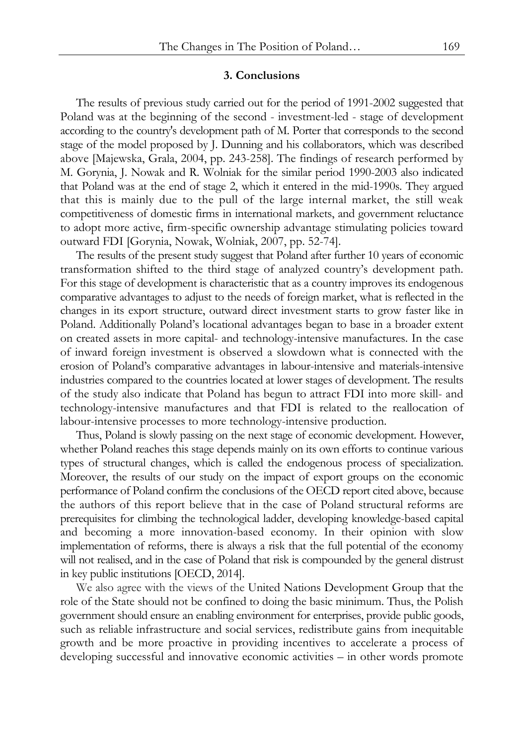## 3. Conclusions

The results of previous study carried out for the period of 1991-2002 suggested that Poland was at the beginning of the second - investment-led - stage of development according to the country's development path of M. Porter that corresponds to the second stage of the model proposed by J. Dunning and his collaborators, which was described above [Majewska, Grala, 2004, pp. 243-258]. The findings of research performed by M. Gorynia, J. Nowak and R. Wolniak for the similar period 1990-2003 also indicated that Poland was at the end of stage 2, which it entered in the mid-1990s. They argued that this is mainly due to the pull of the large internal market, the still weak competitiveness of domestic firms in international markets, and government reluctance to adopt more active, firm-specific ownership advantage stimulating policies toward outward FDI [Gorynia, Nowak, Wolniak, 2007, pp. 52-74].

The results of the present study suggest that Poland after further 10 years of economic transformation shifted to the third stage of analyzed country's development path. For this stage of development is characteristic that as a country improves its endogenous comparative advantages to adjust to the needs of foreign market, what is reflected in the changes in its export structure, outward direct investment starts to grow faster like in Poland. Additionally Poland's locational advantages began to base in a broader extent on created assets in more capital- and technology-intensive manufactures. In the case of inward foreign investment is observed a slowdown what is connected with the erosion of Poland's comparative advantages in labour-intensive and materials-intensive industries compared to the countries located at lower stages of development. The results of the study also indicate that Poland has begun to attract FDI into more skill- and technology-intensive manufactures and that FDI is related to the reallocation of labour-intensive processes to more technology-intensive production.

Thus, Poland is slowly passing on the next stage of economic development. However, whether Poland reaches this stage depends mainly on its own efforts to continue various types of structural changes, which is called the endogenous process of specialization. Moreover, the results of our study on the impact of export groups on the economic performance of Poland confirm the conclusions of the OECD report cited above, because the authors of this report believe that in the case of Poland structural reforms are prerequisites for climbing the technological ladder, developing knowledge-based capital and becoming a more innovation-based economy. In their opinion with slow implementation of reforms, there is always a risk that the full potential of the economy will not realised, and in the case of Poland that risk is compounded by the general distrust in key public institutions [OECD, 2014].

We also agree with the views of the United Nations Development Group that the role of the State should not be confined to doing the basic minimum. Thus, the Polish government should ensure an enabling environment for enterprises, provide public goods, such as reliable infrastructure and social services, redistribute gains from inequitable growth and be more proactive in providing incentives to accelerate a process of developing successful and innovative economic activities – in other words promote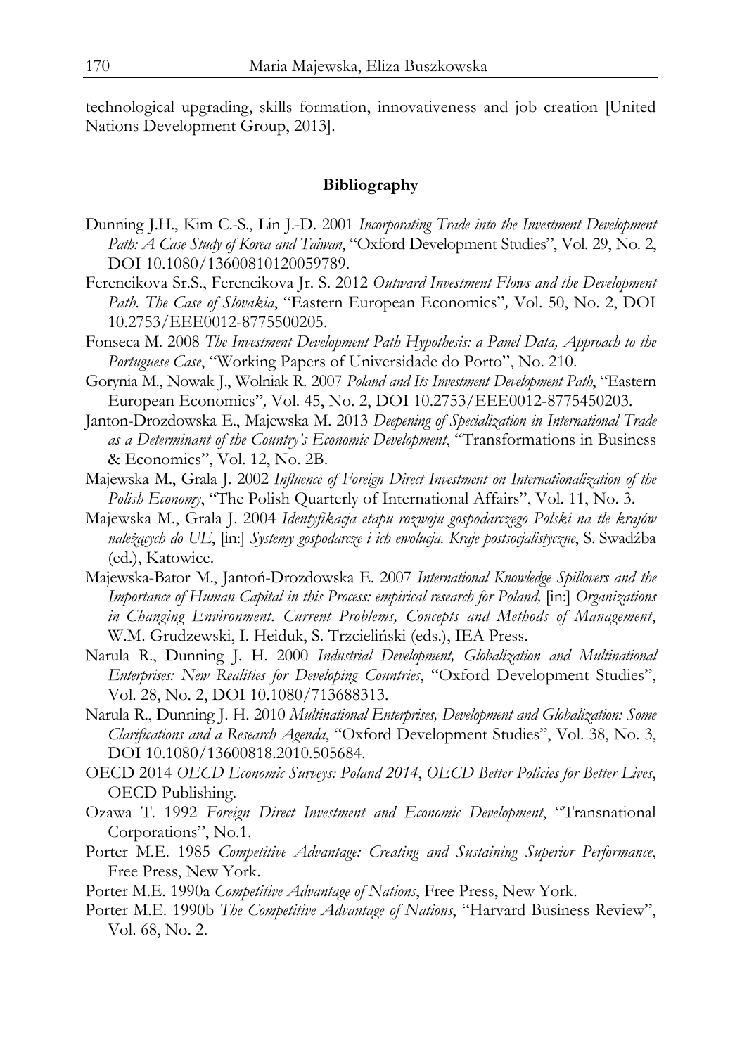technological upgrading, skills formation, innovativeness and job creation [United Nations Development Group, 2013].

## Bibliography

Dunning J.H., Kim C.-S., Lin J.-D. 2001 *Incorporating Trade into the Investment Development Path: A Case Study of Korea and Taiwan*, "Oxford Development Studies", Vol. 29, No. 2, DOI 10.1080/13600810120059789.

Ferencikova Sr.S., Ferencikova Jr. S. 2012 *Outward Investment Flows and the Development Path. The Case of Slovakia*, "Eastern European Economics", Vol. 50, No. 2, DOI 10.2753/EEE0012-8775500205.

Fonseca M. 2008 *The Investment Development Path Hypothesis: a Panel Data, Approach to the Portuguese Case*, "Working Papers of Universidade do Porto", No. 210.

Gorynia M., Nowak J., Wolniak R. 2007 *Poland and Its Investment Development Path*, "Eastern European Economics", Vol. 45, No. 2, DOI 10.2753/EEE0012-8775450203.

Janton-Drozdowska E., Majewska M. 2013 *Deepening of Specialization in International Trade as a Determinant of the Country's Economic Development*, "Transformations in Business & Economics", Vol. 12, No. 2B.

Majewska M., Grala J. 2002 *Influence of Foreign Direct Investment on Internationalization of the Polish Economy*, "The Polish Quarterly of International Affairs", Vol. 11, No. 3.

Majewska M., Grala J. 2004 *Identyfikacja etapu rozwoju gospodarczego Polski na tle krajów należących do UE*, [in:] *Systemy gospodarcze i ich ewolucja. Kraje postsocjalistyczne*, S. Swadźba (ed.), Katowice.

Majewska-Bator M., Jantoń-Drozdowska E. 2007 *International Knowledge Spillovers and the Importance of Human Capital in this Process: empirical research for Poland,* [in:] *Organizations in Changing Environment. Current Problems, Concepts and Methods of Management*, W.M. Grudzewski, I. Heiduk, S. Trzcieliński (eds.), IEA Press.

Narula R., Dunning J. H. 2000 *Industrial Development, Globalization and Multinational Enterprises: New Realities for Developing Countries*, "Oxford Development Studies", Vol. 28, No. 2, DOI 10.1080/713688313.

Narula R., Dunning J. H. 2010 *Multinational Enterprises, Development and Globalization: Some Clarifications and a Research Agenda*, "Oxford Development Studies", Vol. 38, No. 3, DOI 10.1080/13600818.2010.505684.

OECD 2014 *OECD Economic Surveys: Poland 2014*, *OECD Better Policies for Better Lives*, OECD Publishing.

Ozawa T. 1992 *Foreign Direct Investment and Economic Development*, "Transnational Corporations", No.1.

Porter M.E. 1985 *Competitive Advantage: Creating and Sustaining Superior Performance*, Free Press, New York.

Porter M.E. 1990a *Competitive Advantage of Nations*, Free Press, New York.

Porter M.E. 1990b *The Competitive Advantage of Nations*, "Harvard Business Review", Vol. 68, No. 2.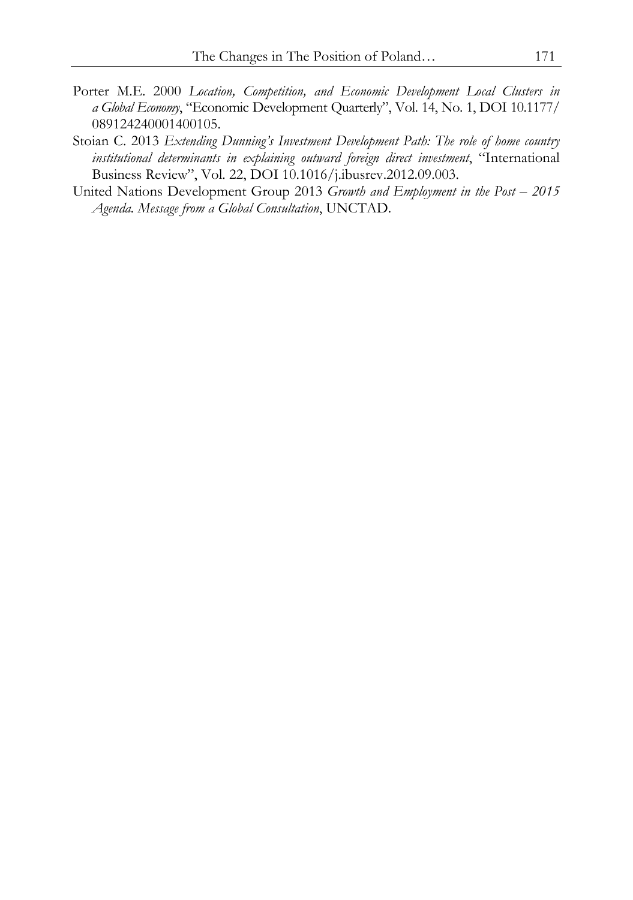Porter M.E. 2000 *Location, Competition, and Economic Development Local Clusters in a Global Economy*, "Economic Development Quarterly", Vol. 14, No. 1, DOI 10.1177/089124240001400105.

Stoian C. 2013 *Extending Dunning's Investment Development Path: The role of home country institutional determinants in explaining outward foreign direct investment*, "International Business Review", Vol. 22, DOI 10.1016/j.ibusrev.2012.09.003.

United Nations Development Group 2013 *Growth and Employment in the Post – 2015 Agenda. Message from a Global Consultation*, UNCTAD.